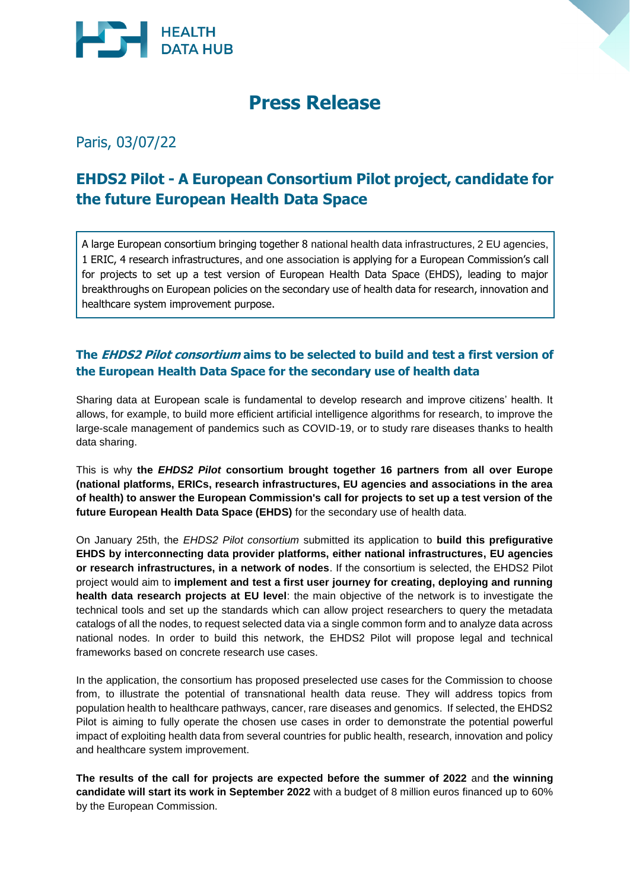HEALTH DATA HUB

# Press Release

Paris, 03/07/22

## EHDS2 Pilot - A European Consortium Pilot project, candidate for the future European Health Data Space

A large European consortium bringing together 8 national health data infrastructures, 2 EU agencies, 1 ERIC, 4 research infrastructures, and one association is applying for a European Commission's call for projects to set up a test version of European Health Data Space (EHDS), leading to major breakthroughs on European policies on the secondary use of health data for research, innovation and healthcare system improvement purpose.

### The *EHDS2 Pilot consortium* aims to be selected to build and test a first version of the European Health Data Space for the secondary use of health data

Sharing data at European scale is fundamental to develop research and improve citizens' health. It allows, for example, to build more efficient artificial intelligence algorithms for research, to improve the large-scale management of pandemics such as COVID-19, or to study rare diseases thanks to health data sharing.

This is why **the *EHDS2 Pilot* consortium brought together 16 partners from all over Europe (national platforms, ERICs, research infrastructures, EU agencies and associations in the area of health) to answer the European Commission's call for projects to set up a test version of the future European Health Data Space (EHDS)** for the secondary use of health data.

On January 25th, the *EHDS2 Pilot consortium* submitted its application to **build this prefigurative EHDS by interconnecting data provider platforms, either national infrastructures, EU agencies or research infrastructures, in a network of nodes**. If the consortium is selected, the EHDS2 Pilot project would aim to **implement and test a first user journey for creating, deploying and running health data research projects at EU level**: the main objective of the network is to investigate the technical tools and set up the standards which can allow project researchers to query the metadata catalogs of all the nodes, to request selected data via a single common form and to analyze data across national nodes. In order to build this network, the EHDS2 Pilot will propose legal and technical frameworks based on concrete research use cases.

In the application, the consortium has proposed preselected use cases for the Commission to choose from, to illustrate the potential of transnational health data reuse. They will address topics from population health to healthcare pathways, cancer, rare diseases and genomics. If selected, the EHDS2 Pilot is aiming to fully operate the chosen use cases in order to demonstrate the potential powerful impact of exploiting health data from several countries for public health, research, innovation and policy and healthcare system improvement.

**The results of the call for projects are expected before the summer of 2022** and **the winning candidate will start its work in September 2022** with a budget of 8 million euros financed up to 60% by the European Commission.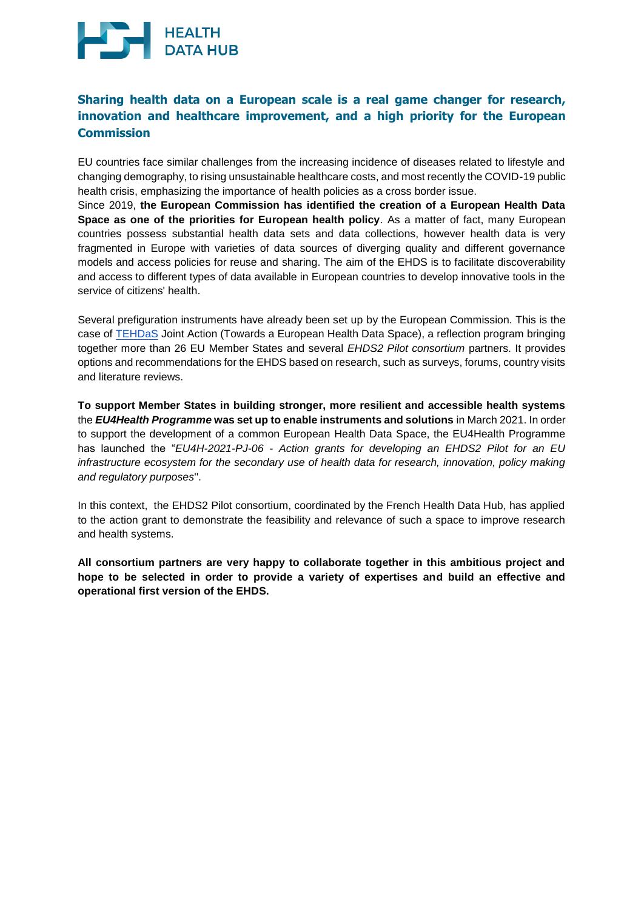## Sharing health data on a European scale is a real game changer for research, innovation and healthcare improvement, and a high priority for the European Commission

EU countries face similar challenges from the increasing incidence of diseases related to lifestyle and changing demography, to rising unsustainable healthcare costs, and most recently the COVID-19 public health crisis, emphasizing the importance of health policies as a cross border issue.

Since 2019, **the European Commission has identified the creation of a European Health Data Space as one of the priorities for European health policy**. As a matter of fact, many European countries possess substantial health data sets and data collections, however health data is very fragmented in Europe with varieties of data sources of diverging quality and different governance models and access policies for reuse and sharing. The aim of the EHDS is to facilitate discoverability and access to different types of data available in European countries to develop innovative tools in the service of citizens' health.

Several prefiguration instruments have already been set up by the European Commission. This is the case of TEHDaS Joint Action (Towards a European Health Data Space), a reflection program bringing together more than 26 EU Member States and several *EHDS2 Pilot consortium* partners. It provides options and recommendations for the EHDS based on research, such as surveys, forums, country visits and literature reviews.

**To support Member States in building stronger, more resilient and accessible health systems** the ***EU4Health Programme*** **was set up to enable instruments and solutions** in March 2021. In order to support the development of a common European Health Data Space, the EU4Health Programme has launched the "*EU4H-2021-PJ-06 - Action grants for developing an EHDS2 Pilot for an EU infrastructure ecosystem for the secondary use of health data for research, innovation, policy making and regulatory purposes*".

In this context, the EHDS2 Pilot consortium, coordinated by the French Health Data Hub, has applied to the action grant to demonstrate the feasibility and relevance of such a space to improve research and health systems.

**All consortium partners are very happy to collaborate together in this ambitious project and hope to be selected in order to provide a variety of expertises and build an effective and operational first version of the EHDS.**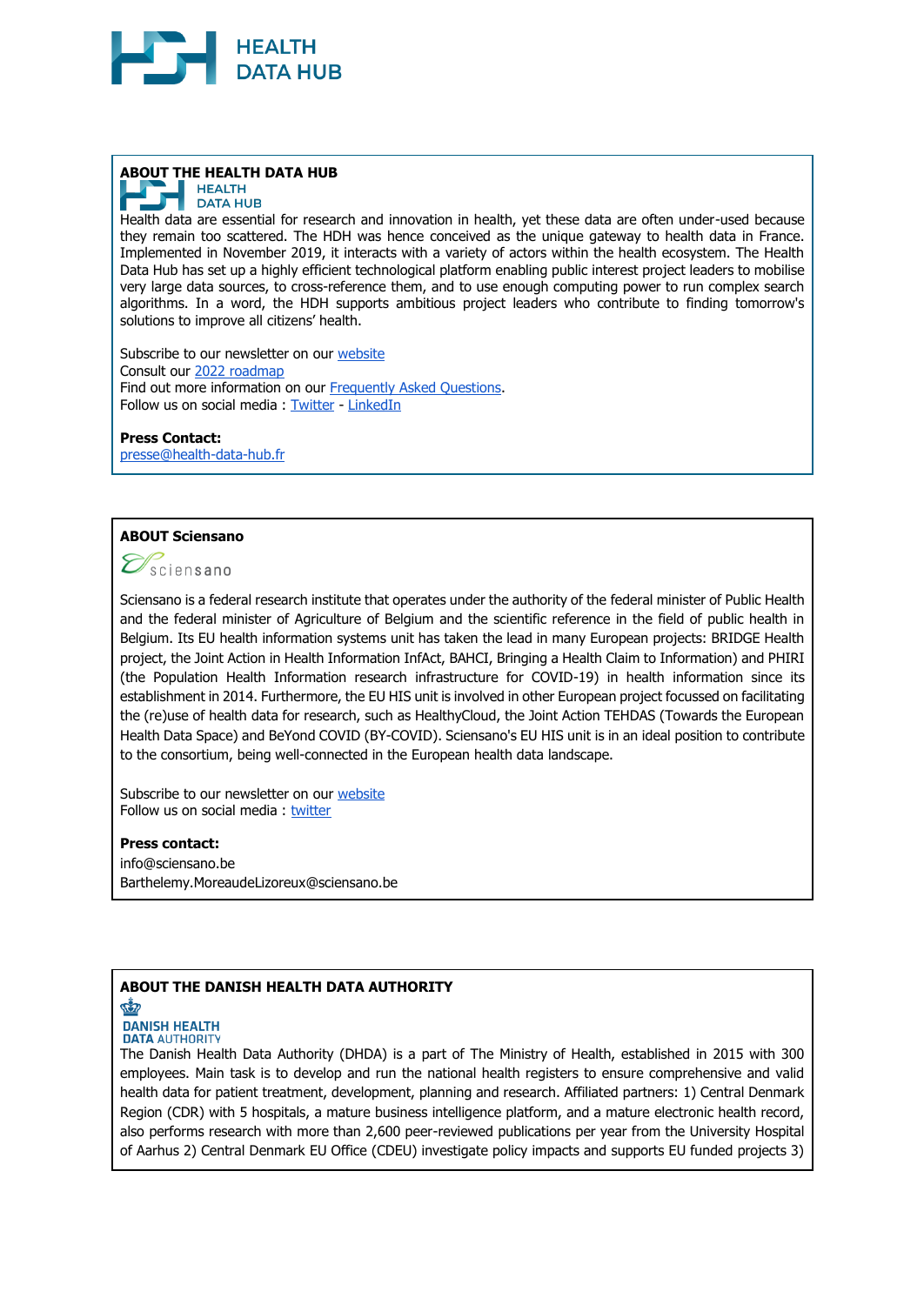## ABOUT THE HEALTH DATA HUB

Health data are essential for research and innovation in health, yet these data are often under-used because they remain too scattered. The HDH was hence conceived as the unique gateway to health data in France. Implemented in November 2019, it interacts with a variety of actors within the health ecosystem. The Health Data Hub has set up a highly efficient technological platform enabling public interest project leaders to mobilise very large data sources, to cross-reference them, and to use enough computing power to run complex search algorithms. In a word, the HDH supports ambitious project leaders who contribute to finding tomorrow's solutions to improve all citizens' health.

Subscribe to our newsletter on our website
Consult our 2022 roadmap
Find out more information on our Frequently Asked Questions.
Follow us on social media : Twitter - LinkedIn

**Press Contact:**
presse@health-data-hub.fr

## ABOUT Sciensano

Sciensano is a federal research institute that operates under the authority of the federal minister of Public Health and the federal minister of Agriculture of Belgium and the scientific reference in the field of public health in Belgium. Its EU health information systems unit has taken the lead in many European projects: BRIDGE Health project, the Joint Action in Health Information InfAct, BAHCI, Bringing a Health Claim to Information) and PHIRI (the Population Health Information research infrastructure for COVID-19) in health information since its establishment in 2014. Furthermore, the EU HIS unit is involved in other European project focussed on facilitating the (re)use of health data for research, such as HealthyCloud, the Joint Action TEHDAS (Towards the European Health Data Space) and BeYond COVID (BY-COVID). Sciensano's EU HIS unit is in an ideal position to contribute to the consortium, being well-connected in the European health data landscape.

Subscribe to our newsletter on our website
Follow us on social media : twitter

**Press contact:**
info@sciensano.be
Barthelemy.MoreaudeLizoreux@sciensano.be

## ABOUT THE DANISH HEALTH DATA AUTHORITY

The Danish Health Data Authority (DHDA) is a part of The Ministry of Health, established in 2015 with 300 employees. Main task is to develop and run the national health registers to ensure comprehensive and valid health data for patient treatment, development, planning and research. Affiliated partners: 1) Central Denmark Region (CDR) with 5 hospitals, a mature business intelligence platform, and a mature electronic health record, also performs research with more than 2,600 peer-reviewed publications per year from the University Hospital of Aarhus 2) Central Denmark EU Office (CDEU) investigate policy impacts and supports EU funded projects 3)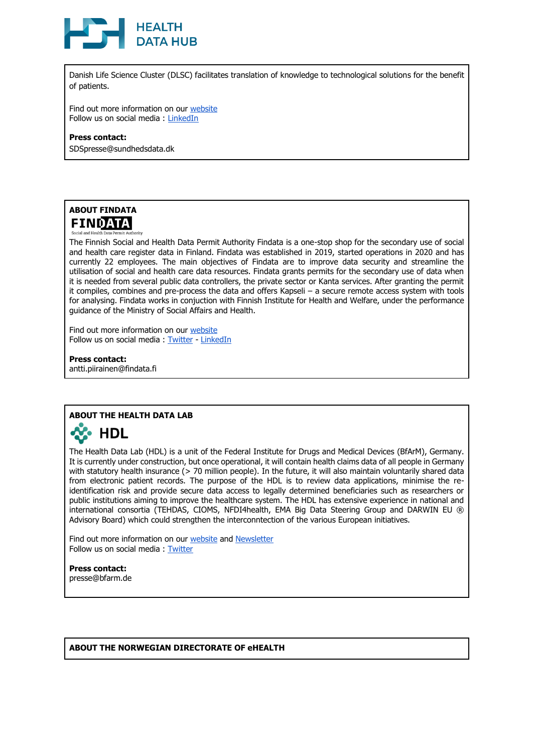Danish Life Science Cluster (DLSC) facilitates translation of knowledge to technological solutions for the benefit of patients.

Find out more information on our website
Follow us on social media : LinkedIn

**Press contact:**
SDSpresse@sundhedsdata.dk

## ABOUT FINDATA

FINDATA
Social and Health Data Permit Authority

The Finnish Social and Health Data Permit Authority Findata is a one-stop shop for the secondary use of social and health care register data in Finland. Findata was established in 2019, started operations in 2020 and has currently 22 employees. The main objectives of Findata are to improve data security and streamline the utilisation of social and health care data resources. Findata grants permits for the secondary use of data when it is needed from several public data controllers, the private sector or Kanta services. After granting the permit it compiles, combines and pre-process the data and offers Kapseli – a secure remote access system with tools for analysing. Findata works in conjuction with Finnish Institute for Health and Welfare, under the performance guidance of the Ministry of Social Affairs and Health.

Find out more information on our website
Follow us on social media : Twitter - LinkedIn

**Press contact:**
antti.piirainen@findata.fi

## ABOUT THE HEALTH DATA LAB

HDL

The Health Data Lab (HDL) is a unit of the Federal Institute for Drugs and Medical Devices (BfArM), Germany. It is currently under construction, but once operational, it will contain health claims data of all people in Germany with statutory health insurance (> 70 million people). In the future, it will also maintain voluntarily shared data from electronic patient records. The purpose of the HDL is to review data applications, minimise the re-identification risk and provide secure data access to legally determined beneficiaries such as researchers or public institutions aiming to improve the healthcare system. The HDL has extensive experience in national and international consortia (TEHDAS, CIOMS, NFDI4health, EMA Big Data Steering Group and DARWIN EU ® Advisory Board) which could strengthen the interconntection of the various European initiatives.

Find out more information on our website and Newsletter
Follow us on social media : Twitter

**Press contact:**
presse@bfarm.de

## ABOUT THE NORWEGIAN DIRECTORATE OF eHEALTH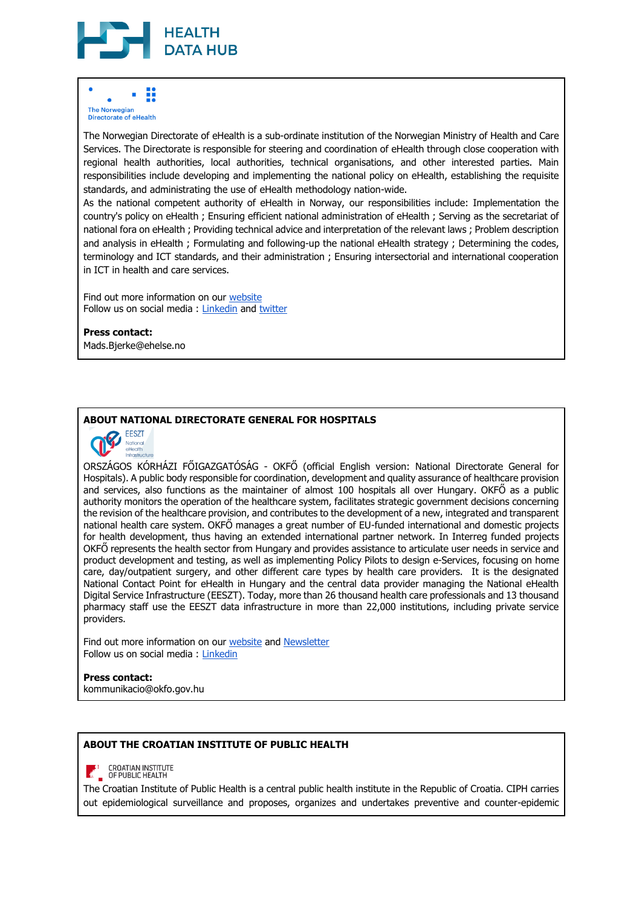The Norwegian Directorate of eHealth

The Norwegian Directorate of eHealth is a sub-ordinate institution of the Norwegian Ministry of Health and Care Services. The Directorate is responsible for steering and coordination of eHealth through close cooperation with regional health authorities, local authorities, technical organisations, and other interested parties. Main responsibilities include developing and implementing the national policy on eHealth, establishing the requisite standards, and administrating the use of eHealth methodology nation-wide.
As the national competent authority of eHealth in Norway, our responsibilities include: Implementation the country's policy on eHealth ; Ensuring efficient national administration of eHealth ; Serving as the secretariat of national fora on eHealth ; Providing technical advice and interpretation of the relevant laws ; Problem description and analysis in eHealth ; Formulating and following-up the national eHealth strategy ; Determining the codes, terminology and ICT standards, and their administration ; Ensuring intersectorial and international cooperation in ICT in health and care services.

Find out more information on our website
Follow us on social media : Linkedin and twitter

**Press contact:**
Mads.Bjerke@ehelse.no

## ABOUT NATIONAL DIRECTORATE GENERAL FOR HOSPITALS

EESZT National eHealth Infrastructure

ORSZÁGOS KÓRHÁZI FŐIGAZGATÓSÁG - OKFŐ (official English version: National Directorate General for Hospitals). A public body responsible for coordination, development and quality assurance of healthcare provision and services, also functions as the maintainer of almost 100 hospitals all over Hungary. OKFŐ as a public authority monitors the operation of the healthcare system, facilitates strategic government decisions concerning the revision of the healthcare provision, and contributes to the development of a new, integrated and transparent national health care system. OKFŐ manages a great number of EU-funded international and domestic projects for health development, thus having an extended international partner network. In Interreg funded projects OKFŐ represents the health sector from Hungary and provides assistance to articulate user needs in service and product development and testing, as well as implementing Policy Pilots to design e-Services, focusing on home care, day/outpatient surgery, and other different care types by health care providers. It is the designated National Contact Point for eHealth in Hungary and the central data provider managing the National eHealth Digital Service Infrastructure (EESZT). Today, more than 26 thousand health care professionals and 13 thousand pharmacy staff use the EESZT data infrastructure in more than 22,000 institutions, including private service providers.

Find out more information on our website and Newsletter
Follow us on social media : Linkedin

**Press contact:**
kommunikacio@okfo.gov.hu

## ABOUT THE CROATIAN INSTITUTE OF PUBLIC HEALTH

CROATIAN INSTITUTE OF PUBLIC HEALTH

The Croatian Institute of Public Health is a central public health institute in the Republic of Croatia. CIPH carries out epidemiological surveillance and proposes, organizes and undertakes preventive and counter-epidemic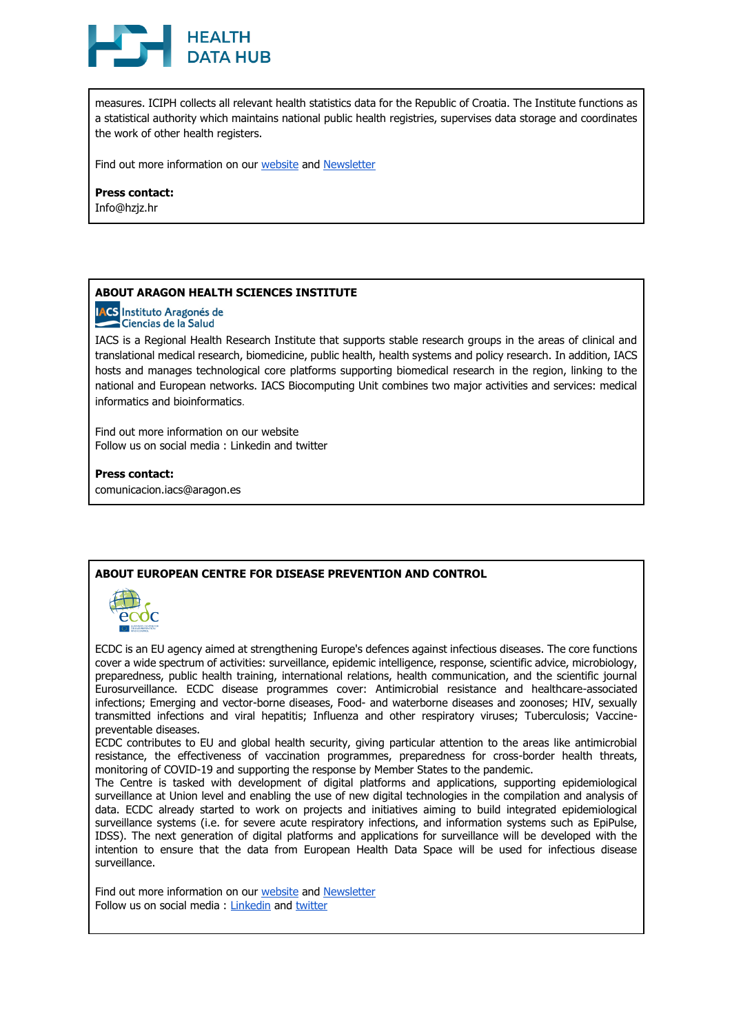measures. ICIPH collects all relevant health statistics data for the Republic of Croatia. The Institute functions as a statistical authority which maintains national public health registries, supervises data storage and coordinates the work of other health registers.

Find out more information on our website and Newsletter

**Press contact:**
Info@hzjz.hr

## ABOUT ARAGON HEALTH SCIENCES INSTITUTE

IACS Instituto Aragonés de Ciencias de la Salud

IACS is a Regional Health Research Institute that supports stable research groups in the areas of clinical and translational medical research, biomedicine, public health, health systems and policy research. In addition, IACS hosts and manages technological core platforms supporting biomedical research in the region, linking to the national and European networks. IACS Biocomputing Unit combines two major activities and services: medical informatics and bioinformatics.

Find out more information on our website
Follow us on social media : Linkedin and twitter

**Press contact:**
comunicacion.iacs@aragon.es

## ABOUT EUROPEAN CENTRE FOR DISEASE PREVENTION AND CONTROL

ECDC is an EU agency aimed at strengthening Europe's defences against infectious diseases. The core functions cover a wide spectrum of activities: surveillance, epidemic intelligence, response, scientific advice, microbiology, preparedness, public health training, international relations, health communication, and the scientific journal Eurosurveillance. ECDC disease programmes cover: Antimicrobial resistance and healthcare-associated infections; Emerging and vector-borne diseases, Food- and waterborne diseases and zoonoses; HIV, sexually transmitted infections and viral hepatitis; Influenza and other respiratory viruses; Tuberculosis; Vaccine-preventable diseases.
ECDC contributes to EU and global health security, giving particular attention to the areas like antimicrobial resistance, the effectiveness of vaccination programmes, preparedness for cross-border health threats, monitoring of COVID-19 and supporting the response by Member States to the pandemic.
The Centre is tasked with development of digital platforms and applications, supporting epidemiological surveillance at Union level and enabling the use of new digital technologies in the compilation and analysis of data. ECDC already started to work on projects and initiatives aiming to build integrated epidemiological surveillance systems (i.e. for severe acute respiratory infections, and information systems such as EpiPulse, IDSS). The next generation of digital platforms and applications for surveillance will be developed with the intention to ensure that the data from European Health Data Space will be used for infectious disease surveillance.

Find out more information on our website and Newsletter
Follow us on social media : Linkedin and twitter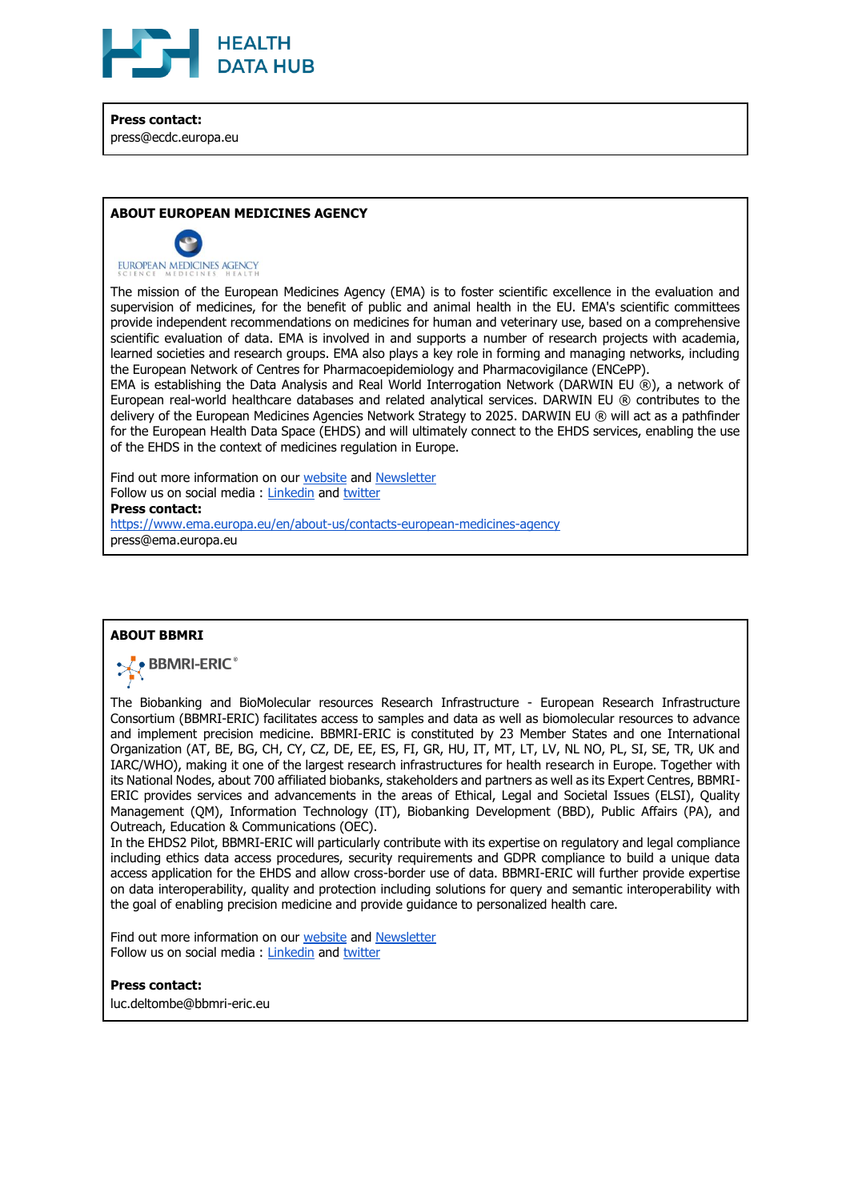**Press contact:**
press@ecdc.europa.eu

## ABOUT EUROPEAN MEDICINES AGENCY

The mission of the European Medicines Agency (EMA) is to foster scientific excellence in the evaluation and supervision of medicines, for the benefit of public and animal health in the EU. EMA's scientific committees provide independent recommendations on medicines for human and veterinary use, based on a comprehensive scientific evaluation of data. EMA is involved in and supports a number of research projects with academia, learned societies and research groups. EMA also plays a key role in forming and managing networks, including the European Network of Centres for Pharmacoepidemiology and Pharmacovigilance (ENCePP).
EMA is establishing the Data Analysis and Real World Interrogation Network (DARWIN EU ®), a network of European real-world healthcare databases and related analytical services. DARWIN EU ® contributes to the delivery of the European Medicines Agencies Network Strategy to 2025. DARWIN EU ® will act as a pathfinder for the European Health Data Space (EHDS) and will ultimately connect to the EHDS services, enabling the use of the EHDS in the context of medicines regulation in Europe.

Find out more information on our website and Newsletter
Follow us on social media : Linkedin and twitter
**Press contact:**
https://www.ema.europa.eu/en/about-us/contacts-european-medicines-agency
press@ema.europa.eu

## ABOUT BBMRI

The Biobanking and BioMolecular resources Research Infrastructure - European Research Infrastructure Consortium (BBMRI-ERIC) facilitates access to samples and data as well as biomolecular resources to advance and implement precision medicine. BBMRI-ERIC is constituted by 23 Member States and one International Organization (AT, BE, BG, CH, CY, CZ, DE, EE, ES, FI, GR, HU, IT, MT, LT, LV, NL NO, PL, SI, SE, TR, UK and IARC/WHO), making it one of the largest research infrastructures for health research in Europe. Together with its National Nodes, about 700 affiliated biobanks, stakeholders and partners as well as its Expert Centres, BBMRI-ERIC provides services and advancements in the areas of Ethical, Legal and Societal Issues (ELSI), Quality Management (QM), Information Technology (IT), Biobanking Development (BBD), Public Affairs (PA), and Outreach, Education & Communications (OEC).
In the EHDS2 Pilot, BBMRI-ERIC will particularly contribute with its expertise on regulatory and legal compliance including ethics data access procedures, security requirements and GDPR compliance to build a unique data access application for the EHDS and allow cross-border use of data. BBMRI-ERIC will further provide expertise on data interoperability, quality and protection including solutions for query and semantic interoperability with the goal of enabling precision medicine and provide guidance to personalized health care.

Find out more information on our website and Newsletter
Follow us on social media : Linkedin and twitter

**Press contact:**
luc.deltombe@bbmri-eric.eu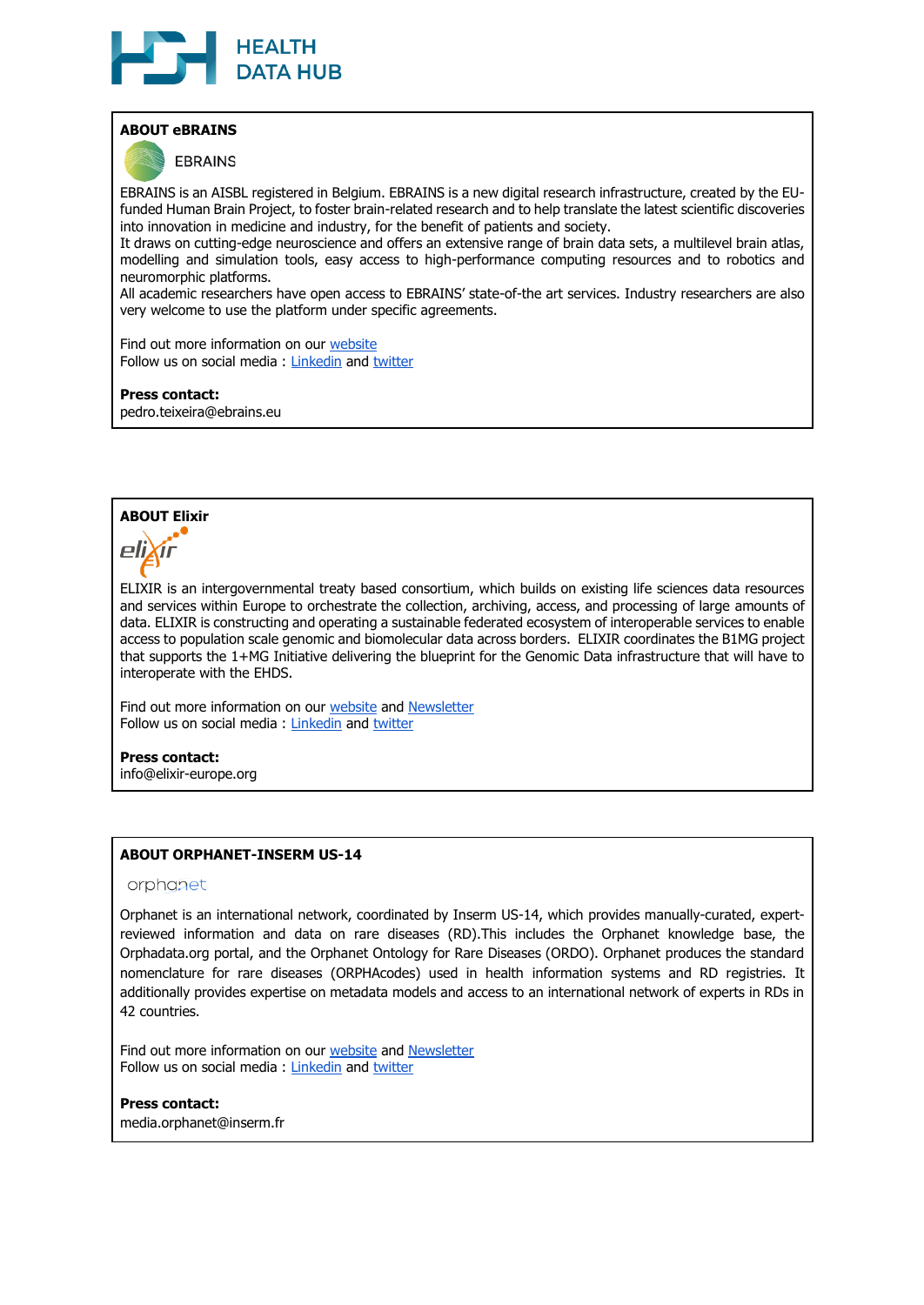## ABOUT eBRAINS

EBRAINS

EBRAINS is an AISBL registered in Belgium. EBRAINS is a new digital research infrastructure, created by the EU-funded Human Brain Project, to foster brain-related research and to help translate the latest scientific discoveries into innovation in medicine and industry, for the benefit of patients and society.
It draws on cutting-edge neuroscience and offers an extensive range of brain data sets, a multilevel brain atlas, modelling and simulation tools, easy access to high-performance computing resources and to robotics and neuromorphic platforms.
All academic researchers have open access to EBRAINS' state-of-the art services. Industry researchers are also very welcome to use the platform under specific agreements.

Find out more information on our website
Follow us on social media : Linkedin and twitter

**Press contact:**
pedro.teixeira@ebrains.eu

## ABOUT Elixir

ELIXIR is an intergovernmental treaty based consortium, which builds on existing life sciences data resources and services within Europe to orchestrate the collection, archiving, access, and processing of large amounts of data. ELIXIR is constructing and operating a sustainable federated ecosystem of interoperable services to enable access to population scale genomic and biomolecular data across borders. ELIXIR coordinates the B1MG project that supports the 1+MG Initiative delivering the blueprint for the Genomic Data infrastructure that will have to interoperate with the EHDS.

Find out more information on our website and Newsletter
Follow us on social media : Linkedin and twitter

**Press contact:**
info@elixir-europe.org

## ABOUT ORPHANET-INSERM US-14

orphanet

Orphanet is an international network, coordinated by Inserm US-14, which provides manually-curated, expert-reviewed information and data on rare diseases (RD).This includes the Orphanet knowledge base, the Orphadata.org portal, and the Orphanet Ontology for Rare Diseases (ORDO). Orphanet produces the standard nomenclature for rare diseases (ORPHAcodes) used in health information systems and RD registries. It additionally provides expertise on metadata models and access to an international network of experts in RDs in 42 countries.

Find out more information on our website and Newsletter
Follow us on social media : Linkedin and twitter

**Press contact:**
media.orphanet@inserm.fr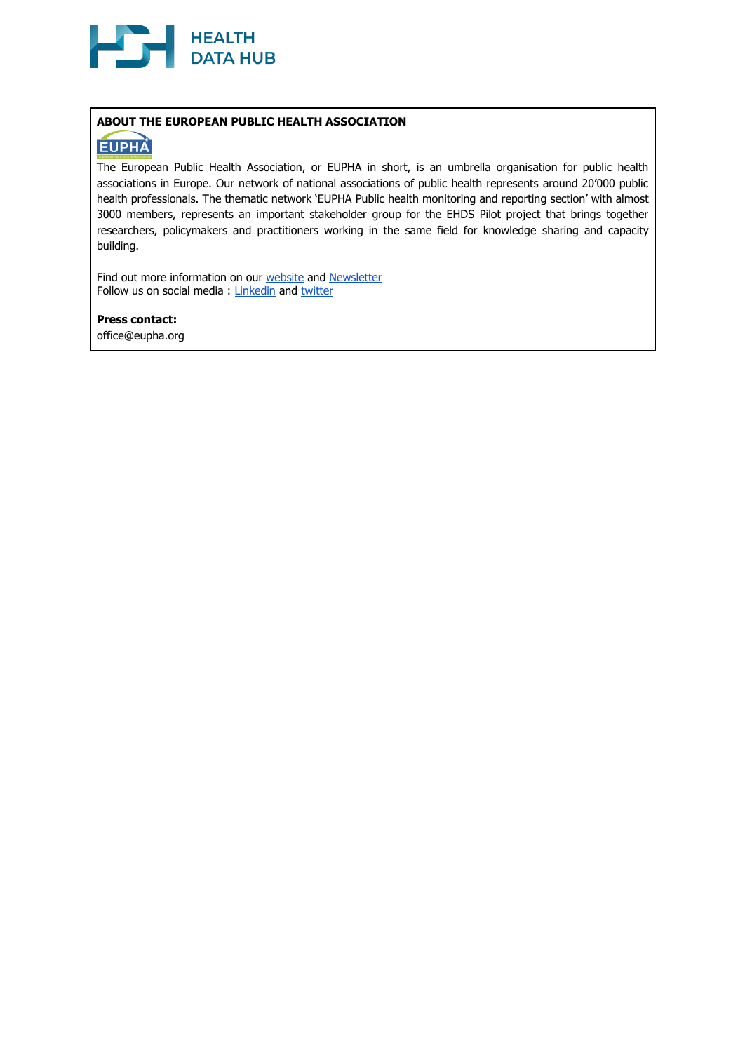**ABOUT THE EUROPEAN PUBLIC HEALTH ASSOCIATION**

The European Public Health Association, or EUPHA in short, is an umbrella organisation for public health associations in Europe. Our network of national associations of public health represents around 20'000 public health professionals. The thematic network 'EUPHA Public health monitoring and reporting section' with almost 3000 members, represents an important stakeholder group for the EHDS Pilot project that brings together researchers, policymakers and practitioners working in the same field for knowledge sharing and capacity building.

Find out more information on our website and Newsletter
Follow us on social media : Linkedin and twitter

**Press contact:**
office@eupha.org